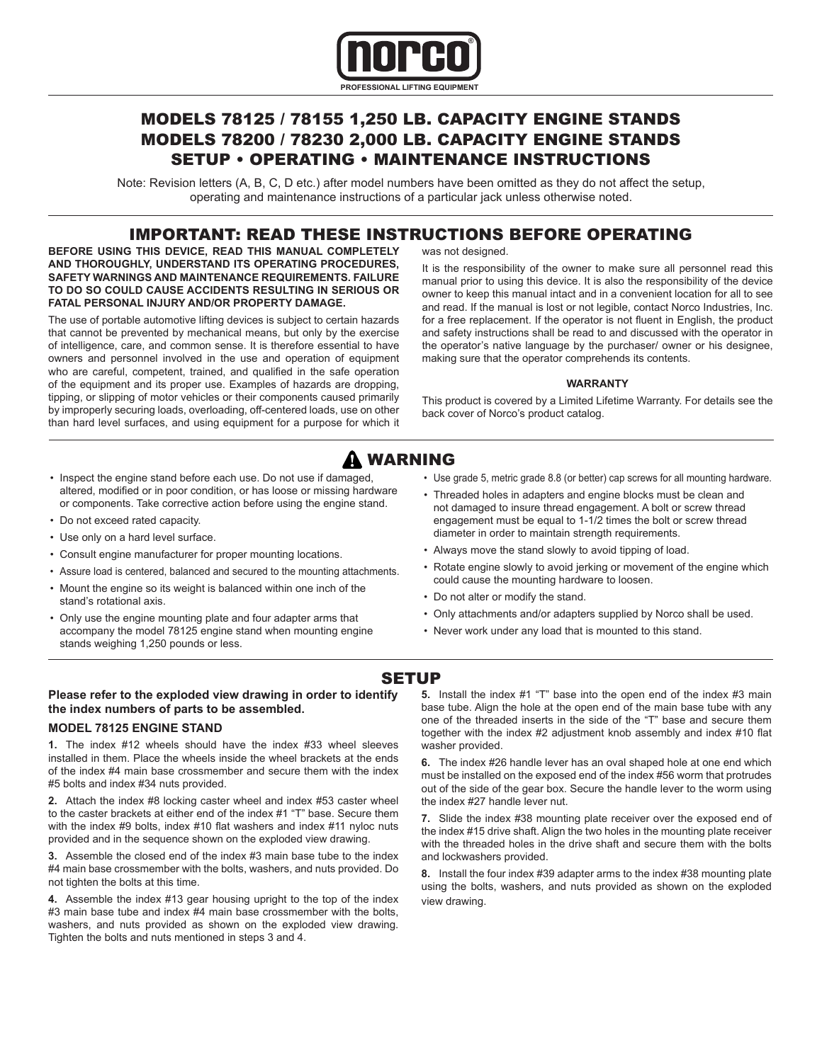# norco®

PROFESSIONAL LIFTING EQUIPMENT

# MODELS 78125 / 78155 1,250 LB. CAPACITY ENGINE STANDS
# MODELS 78200 / 78230 2,000 LB. CAPACITY ENGINE STANDS
# SETUP • OPERATING • MAINTENANCE INSTRUCTIONS

Note: Revision letters (A, B, C, D etc.) after model numbers have been omitted as they do not affect the setup, operating and maintenance instructions of a particular jack unless otherwise noted.

## IMPORTANT: READ THESE INSTRUCTIONS BEFORE OPERATING

**BEFORE USING THIS DEVICE, READ THIS MANUAL COMPLETELY AND THOROUGHLY, UNDERSTAND ITS OPERATING PROCEDURES, SAFETY WARNINGS AND MAINTENANCE REQUIREMENTS. FAILURE TO DO SO COULD CAUSE ACCIDENTS RESULTING IN SERIOUS OR FATAL PERSONAL INJURY AND/OR PROPERTY DAMAGE.**

The use of portable automotive lifting devices is subject to certain hazards that cannot be prevented by mechanical means, but only by the exercise of intelligence, care, and common sense. It is therefore essential to have owners and personnel involved in the use and operation of equipment who are careful, competent, trained, and qualified in the safe operation of the equipment and its proper use. Examples of hazards are dropping, tipping, or slipping of motor vehicles or their components caused primarily by improperly securing loads, overloading, off-centered loads, use on other than hard level surfaces, and using equipment for a purpose for which it was not designed.

It is the responsibility of the owner to make sure all personnel read this manual prior to using this device. It is also the responsibility of the device owner to keep this manual intact and in a convenient location for all to see and read. If the manual is lost or not legible, contact Norco Industries, Inc. for a free replacement. If the operator is not fluent in English, the product and safety instructions shall be read to and discussed with the operator in the operator's native language by the purchaser/ owner or his designee, making sure that the operator comprehends its contents.

**WARRANTY**

This product is covered by a Limited Lifetime Warranty. For details see the back cover of Norco's product catalog.

## ⚠ WARNING

- Inspect the engine stand before each use. Do not use if damaged, altered, modified or in poor condition, or has loose or missing hardware or components. Take corrective action before using the engine stand.
- Do not exceed rated capacity.
- Use only on a hard level surface.
- Consult engine manufacturer for proper mounting locations.
- Assure load is centered, balanced and secured to the mounting attachments.
- Mount the engine so its weight is balanced within one inch of the stand's rotational axis.
- Only use the engine mounting plate and four adapter arms that accompany the model 78125 engine stand when mounting engine stands weighing 1,250 pounds or less.
- Use grade 5, metric grade 8.8 (or better) cap screws for all mounting hardware.
- Threaded holes in adapters and engine blocks must be clean and not damaged to insure thread engagement. A bolt or screw thread engagement must be equal to 1-1/2 times the bolt or screw thread diameter in order to maintain strength requirements.
- Always move the stand slowly to avoid tipping of load.
- Rotate engine slowly to avoid jerking or movement of the engine which could cause the mounting hardware to loosen.
- Do not alter or modify the stand.
- Only attachments and/or adapters supplied by Norco shall be used.
- Never work under any load that is mounted to this stand.

## SETUP

**Please refer to the exploded view drawing in order to identify the index numbers of parts to be assembled.**

### MODEL 78125 ENGINE STAND

**1.** The index #12 wheels should have the index #33 wheel sleeves installed in them. Place the wheels inside the wheel brackets at the ends of the index #4 main base crossmember and secure them with the index #5 bolts and index #34 nuts provided.

**2.** Attach the index #8 locking caster wheel and index #53 caster wheel to the caster brackets at either end of the index #1 "T" base. Secure them with the index #9 bolts, index #10 flat washers and index #11 nyloc nuts provided and in the sequence shown on the exploded view drawing.

**3.** Assemble the closed end of the index #3 main base tube to the index #4 main base crossmember with the bolts, washers, and nuts provided. Do not tighten the bolts at this time.

**4.** Assemble the index #13 gear housing upright to the top of the index #3 main base tube and index #4 main base crossmember with the bolts, washers, and nuts provided as shown on the exploded view drawing. Tighten the bolts and nuts mentioned in steps 3 and 4.

**5.** Install the index #1 "T" base into the open end of the index #3 main base tube. Align the hole at the open end of the main base tube with any one of the threaded inserts in the side of the "T" base and secure them together with the index #2 adjustment knob assembly and index #10 flat washer provided.

**6.** The index #26 handle lever has an oval shaped hole at one end which must be installed on the exposed end of the index #56 worm that protrudes out of the side of the gear box. Secure the handle lever to the worm using the index #27 handle lever nut.

**7.** Slide the index #38 mounting plate receiver over the exposed end of the index #15 drive shaft. Align the two holes in the mounting plate receiver with the threaded holes in the drive shaft and secure them with the bolts and lockwashers provided.

**8.** Install the four index #39 adapter arms to the index #38 mounting plate using the bolts, washers, and nuts provided as shown on the exploded view drawing.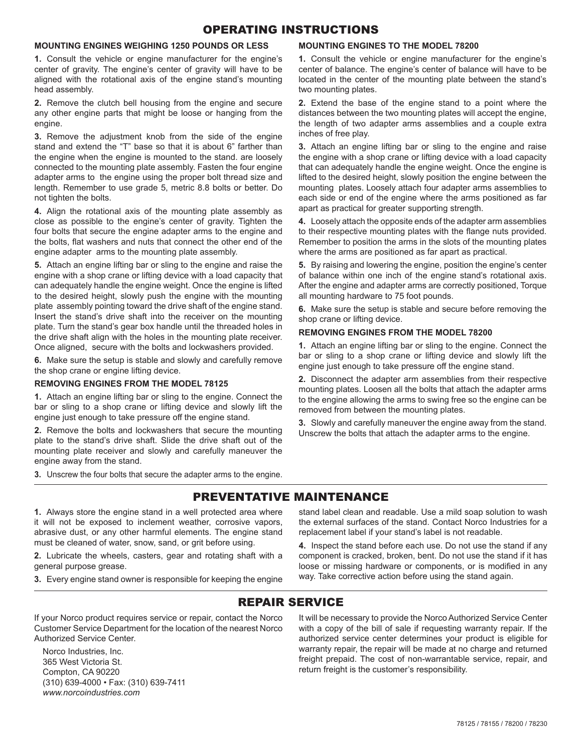# OPERATING INSTRUCTIONS

### MOUNTING ENGINES WEIGHING 1250 POUNDS OR LESS

**1.** Consult the vehicle or engine manufacturer for the engine's center of gravity. The engine's center of gravity will have to be aligned with the rotational axis of the engine stand's mounting head assembly.

**2.** Remove the clutch bell housing from the engine and secure any other engine parts that might be loose or hanging from the engine.

**3.** Remove the adjustment knob from the side of the engine stand and extend the "T" base so that it is about 6" farther than the engine when the engine is mounted to the stand. are loosely connected to the mounting plate assembly. Fasten the four engine adapter arms to the engine using the proper bolt thread size and length. Remember to use grade 5, metric 8.8 bolts or better. Do not tighten the bolts.

**4.** Align the rotational axis of the mounting plate assembly as close as possible to the engine's center of gravity. Tighten the four bolts that secure the engine adapter arms to the engine and the bolts, flat washers and nuts that connect the other end of the engine adapter arms to the mounting plate assembly.

**5.** Attach an engine lifting bar or sling to the engine and raise the engine with a shop crane or lifting device with a load capacity that can adequately handle the engine weight. Once the engine is lifted to the desired height, slowly push the engine with the mounting plate assembly pointing toward the drive shaft of the engine stand. Insert the stand's drive shaft into the receiver on the mounting plate. Turn the stand's gear box handle until the threaded holes in the drive shaft align with the holes in the mounting plate receiver. Once aligned, secure with the bolts and lockwashers provided.

**6.** Make sure the setup is stable and slowly and carefully remove the shop crane or engine lifting device.

### REMOVING ENGINES FROM THE MODEL 78125

**1.** Attach an engine lifting bar or sling to the engine. Connect the bar or sling to a shop crane or lifting device and slowly lift the engine just enough to take pressure off the engine stand.

**2.** Remove the bolts and lockwashers that secure the mounting plate to the stand's drive shaft. Slide the drive shaft out of the mounting plate receiver and slowly and carefully maneuver the engine away from the stand.

**3.** Unscrew the four bolts that secure the adapter arms to the engine.

### MOUNTING ENGINES TO THE MODEL 78200

**1.** Consult the vehicle or engine manufacturer for the engine's center of balance. The engine's center of balance will have to be located in the center of the mounting plate between the stand's two mounting plates.

**2.** Extend the base of the engine stand to a point where the distances between the two mounting plates will accept the engine, the length of two adapter arms assemblies and a couple extra inches of free play.

**3.** Attach an engine lifting bar or sling to the engine and raise the engine with a shop crane or lifting device with a load capacity that can adequately handle the engine weight. Once the engine is lifted to the desired height, slowly position the engine between the mounting plates. Loosely attach four adapter arms assemblies to each side or end of the engine where the arms positioned as far apart as practical for greater supporting strength.

**4.** Loosely attach the opposite ends of the adapter arm assemblies to their respective mounting plates with the flange nuts provided. Remember to position the arms in the slots of the mounting plates where the arms are positioned as far apart as practical.

**5.** By raising and lowering the engine, position the engine's center of balance within one inch of the engine stand's rotational axis. After the engine and adapter arms are correctly positioned, Torque all mounting hardware to 75 foot pounds.

**6.** Make sure the setup is stable and secure before removing the shop crane or lifting device.

### REMOVING ENGINES FROM THE MODEL 78200

**1.** Attach an engine lifting bar or sling to the engine. Connect the bar or sling to a shop crane or lifting device and slowly lift the engine just enough to take pressure off the engine stand.

**2.** Disconnect the adapter arm assemblies from their respective mounting plates. Loosen all the bolts that attach the adapter arms to the engine allowing the arms to swing free so the engine can be removed from between the mounting plates.

**3.** Slowly and carefully maneuver the engine away from the stand. Unscrew the bolts that attach the adapter arms to the engine.

# PREVENTATIVE MAINTENANCE

**1.** Always store the engine stand in a well protected area where it will not be exposed to inclement weather, corrosive vapors, abrasive dust, or any other harmful elements. The engine stand must be cleaned of water, snow, sand, or grit before using.

**2.** Lubricate the wheels, casters, gear and rotating shaft with a general purpose grease.

**3.** Every engine stand owner is responsible for keeping the engine stand label clean and readable. Use a mild soap solution to wash the external surfaces of the stand. Contact Norco Industries for a replacement label if your stand's label is not readable.

**4.** Inspect the stand before each use. Do not use the stand if any component is cracked, broken, bent. Do not use the stand if it has loose or missing hardware or components, or is modified in any way. Take corrective action before using the stand again.

# REPAIR SERVICE

If your Norco product requires service or repair, contact the Norco Customer Service Department for the location of the nearest Norco Authorized Service Center.

Norco Industries, Inc.
365 West Victoria St.
Compton, CA 90220
(310) 639-4000 • Fax: (310) 639-7411
*www.norcoindustries.com*

It will be necessary to provide the Norco Authorized Service Center with a copy of the bill of sale if requesting warranty repair. If the authorized service center determines your product is eligible for warranty repair, the repair will be made at no charge and returned freight prepaid. The cost of non-warrantable service, repair, and return freight is the customer's responsibility.